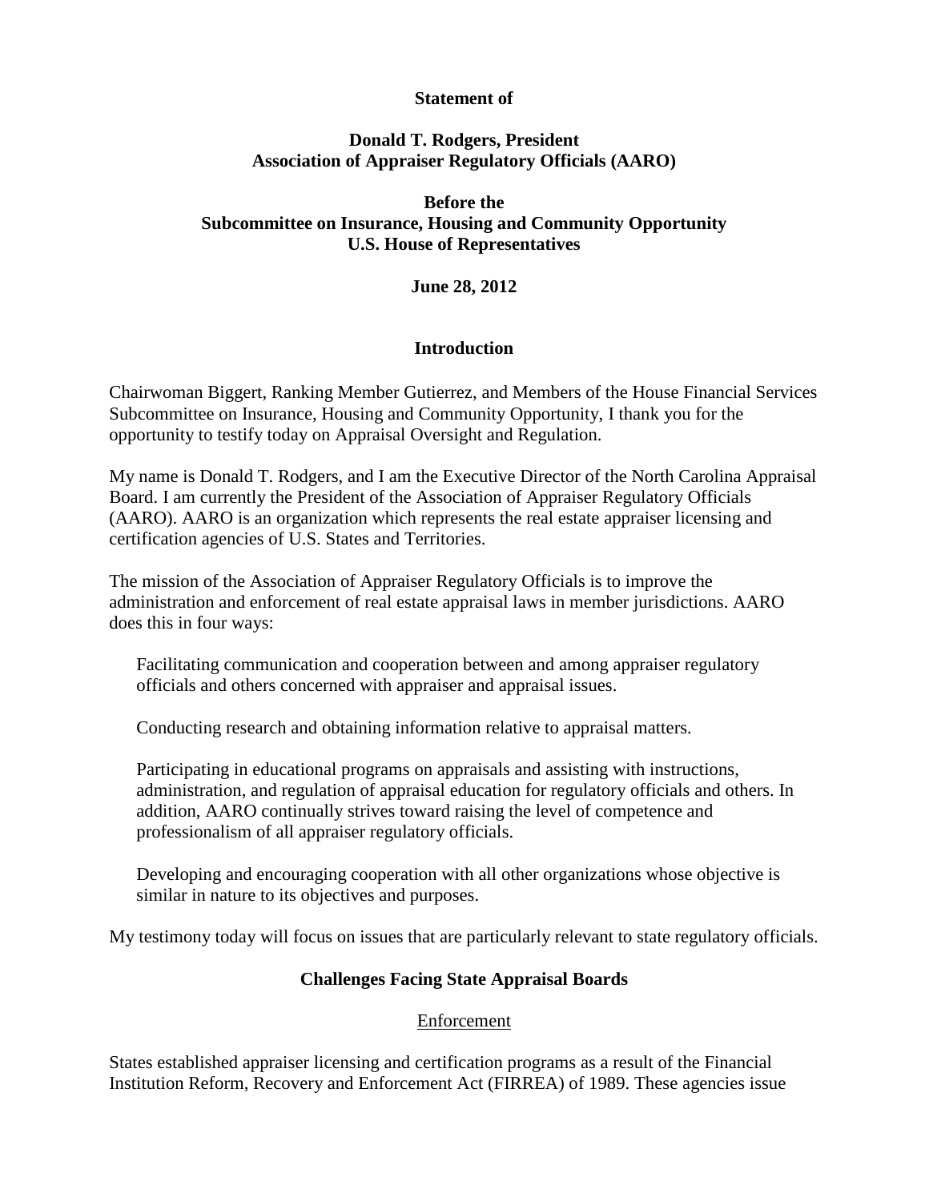**Statement of**

**Donald T. Rodgers, President**
**Association of Appraiser Regulatory Officials (AARO)**

**Before the**
**Subcommittee on Insurance, Housing and Community Opportunity**
**U.S. House of Representatives**

**June 28, 2012**

## Introduction

Chairwoman Biggert, Ranking Member Gutierrez, and Members of the House Financial Services Subcommittee on Insurance, Housing and Community Opportunity, I thank you for the opportunity to testify today on Appraisal Oversight and Regulation.

My name is Donald T. Rodgers, and I am the Executive Director of the North Carolina Appraisal Board. I am currently the President of the Association of Appraiser Regulatory Officials (AARO). AARO is an organization which represents the real estate appraiser licensing and certification agencies of U.S. States and Territories.

The mission of the Association of Appraiser Regulatory Officials is to improve the administration and enforcement of real estate appraisal laws in member jurisdictions. AARO does this in four ways:

Facilitating communication and cooperation between and among appraiser regulatory officials and others concerned with appraiser and appraisal issues.

Conducting research and obtaining information relative to appraisal matters.

Participating in educational programs on appraisals and assisting with instructions, administration, and regulation of appraisal education for regulatory officials and others. In addition, AARO continually strives toward raising the level of competence and professionalism of all appraiser regulatory officials.

Developing and encouraging cooperation with all other organizations whose objective is similar in nature to its objectives and purposes.

My testimony today will focus on issues that are particularly relevant to state regulatory officials.

## Challenges Facing State Appraisal Boards

### Enforcement

States established appraiser licensing and certification programs as a result of the Financial Institution Reform, Recovery and Enforcement Act (FIRREA) of 1989. These agencies issue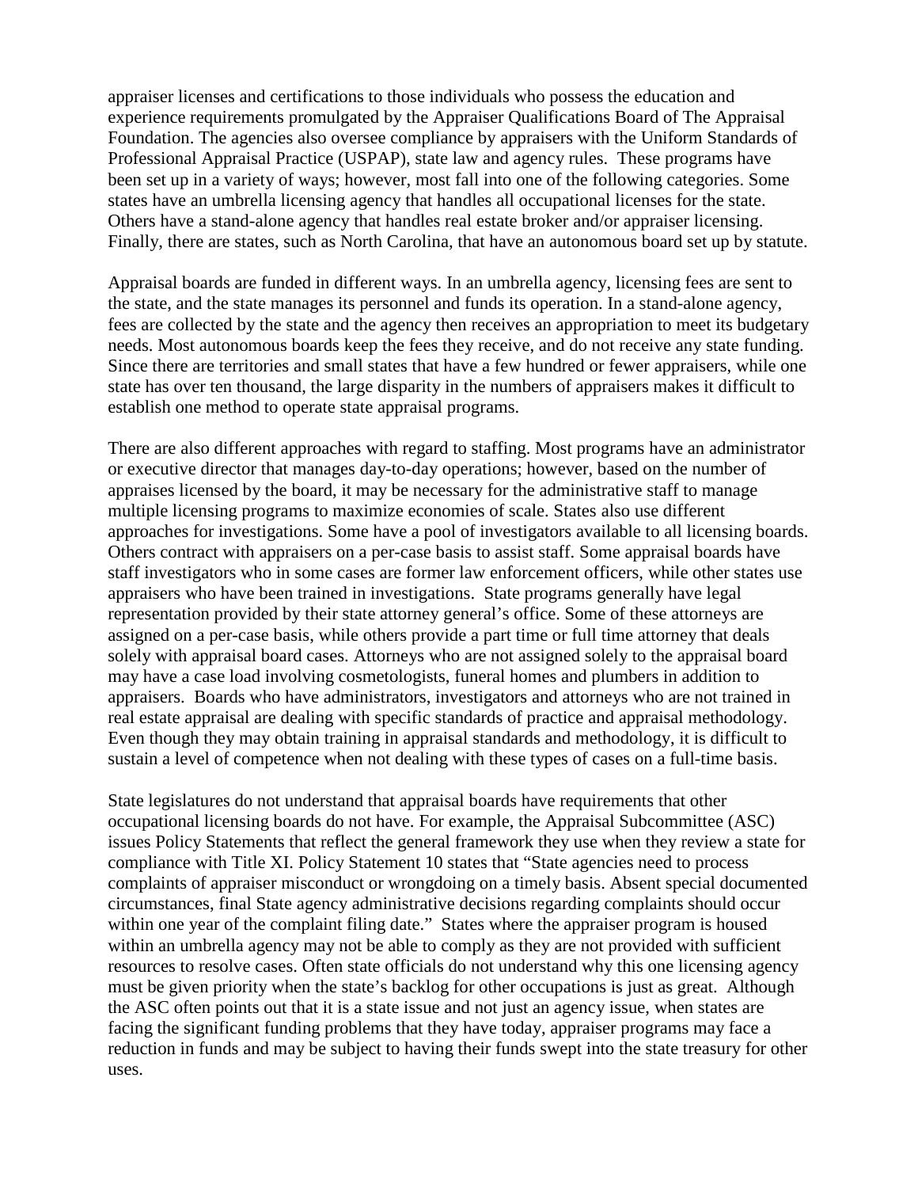appraiser licenses and certifications to those individuals who possess the education and experience requirements promulgated by the Appraiser Qualifications Board of The Appraisal Foundation. The agencies also oversee compliance by appraisers with the Uniform Standards of Professional Appraisal Practice (USPAP), state law and agency rules. These programs have been set up in a variety of ways; however, most fall into one of the following categories. Some states have an umbrella licensing agency that handles all occupational licenses for the state. Others have a stand-alone agency that handles real estate broker and/or appraiser licensing. Finally, there are states, such as North Carolina, that have an autonomous board set up by statute.

Appraisal boards are funded in different ways. In an umbrella agency, licensing fees are sent to the state, and the state manages its personnel and funds its operation. In a stand-alone agency, fees are collected by the state and the agency then receives an appropriation to meet its budgetary needs. Most autonomous boards keep the fees they receive, and do not receive any state funding. Since there are territories and small states that have a few hundred or fewer appraisers, while one state has over ten thousand, the large disparity in the numbers of appraisers makes it difficult to establish one method to operate state appraisal programs.

There are also different approaches with regard to staffing. Most programs have an administrator or executive director that manages day-to-day operations; however, based on the number of appraises licensed by the board, it may be necessary for the administrative staff to manage multiple licensing programs to maximize economies of scale. States also use different approaches for investigations. Some have a pool of investigators available to all licensing boards. Others contract with appraisers on a per-case basis to assist staff. Some appraisal boards have staff investigators who in some cases are former law enforcement officers, while other states use appraisers who have been trained in investigations. State programs generally have legal representation provided by their state attorney general's office. Some of these attorneys are assigned on a per-case basis, while others provide a part time or full time attorney that deals solely with appraisal board cases. Attorneys who are not assigned solely to the appraisal board may have a case load involving cosmetologists, funeral homes and plumbers in addition to appraisers. Boards who have administrators, investigators and attorneys who are not trained in real estate appraisal are dealing with specific standards of practice and appraisal methodology. Even though they may obtain training in appraisal standards and methodology, it is difficult to sustain a level of competence when not dealing with these types of cases on a full-time basis.

State legislatures do not understand that appraisal boards have requirements that other occupational licensing boards do not have. For example, the Appraisal Subcommittee (ASC) issues Policy Statements that reflect the general framework they use when they review a state for compliance with Title XI. Policy Statement 10 states that "State agencies need to process complaints of appraiser misconduct or wrongdoing on a timely basis. Absent special documented circumstances, final State agency administrative decisions regarding complaints should occur within one year of the complaint filing date." States where the appraiser program is housed within an umbrella agency may not be able to comply as they are not provided with sufficient resources to resolve cases. Often state officials do not understand why this one licensing agency must be given priority when the state's backlog for other occupations is just as great. Although the ASC often points out that it is a state issue and not just an agency issue, when states are facing the significant funding problems that they have today, appraiser programs may face a reduction in funds and may be subject to having their funds swept into the state treasury for other uses.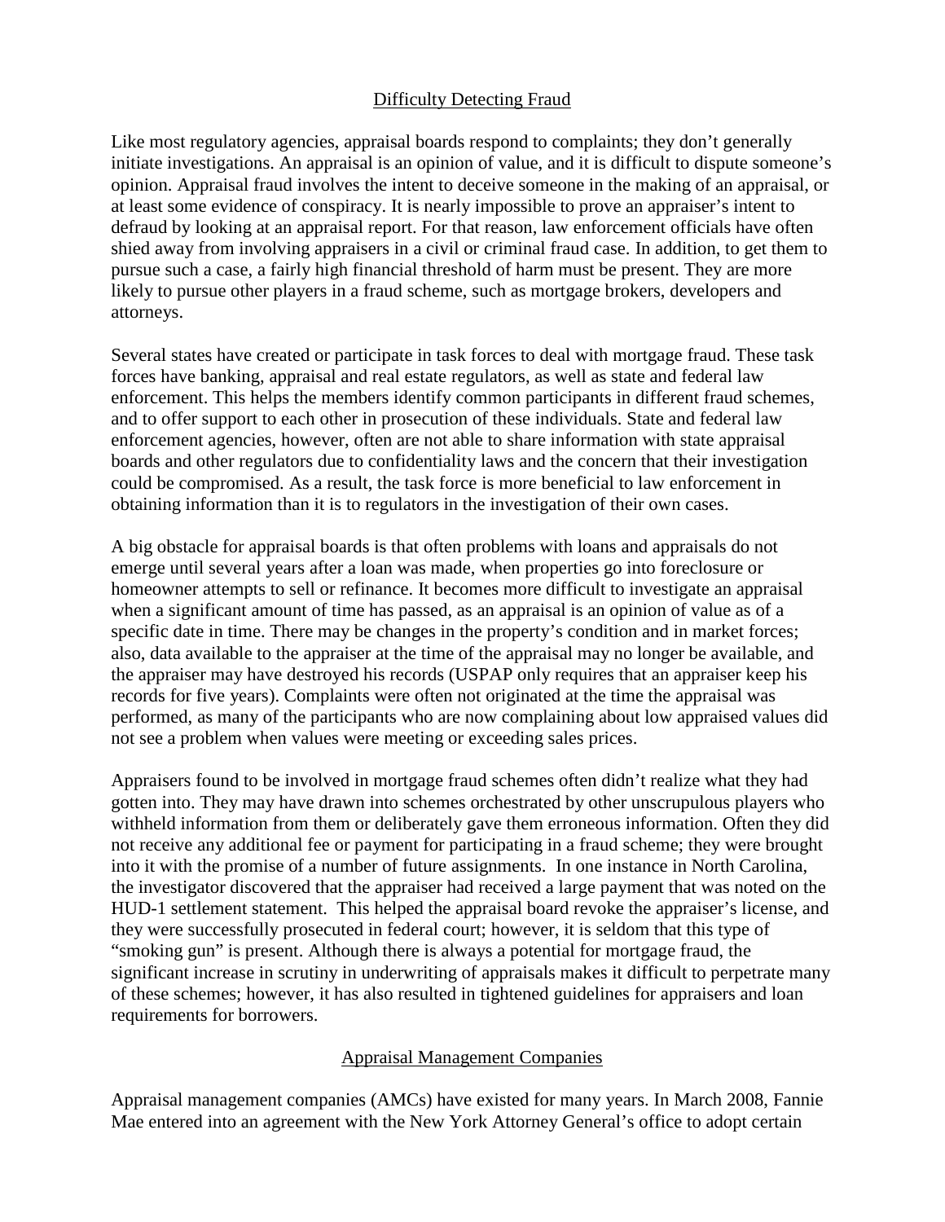## Difficulty Detecting Fraud

Like most regulatory agencies, appraisal boards respond to complaints; they don't generally initiate investigations. An appraisal is an opinion of value, and it is difficult to dispute someone's opinion. Appraisal fraud involves the intent to deceive someone in the making of an appraisal, or at least some evidence of conspiracy. It is nearly impossible to prove an appraiser's intent to defraud by looking at an appraisal report. For that reason, law enforcement officials have often shied away from involving appraisers in a civil or criminal fraud case. In addition, to get them to pursue such a case, a fairly high financial threshold of harm must be present. They are more likely to pursue other players in a fraud scheme, such as mortgage brokers, developers and attorneys.

Several states have created or participate in task forces to deal with mortgage fraud. These task forces have banking, appraisal and real estate regulators, as well as state and federal law enforcement. This helps the members identify common participants in different fraud schemes, and to offer support to each other in prosecution of these individuals. State and federal law enforcement agencies, however, often are not able to share information with state appraisal boards and other regulators due to confidentiality laws and the concern that their investigation could be compromised. As a result, the task force is more beneficial to law enforcement in obtaining information than it is to regulators in the investigation of their own cases.

A big obstacle for appraisal boards is that often problems with loans and appraisals do not emerge until several years after a loan was made, when properties go into foreclosure or homeowner attempts to sell or refinance. It becomes more difficult to investigate an appraisal when a significant amount of time has passed, as an appraisal is an opinion of value as of a specific date in time. There may be changes in the property's condition and in market forces; also, data available to the appraiser at the time of the appraisal may no longer be available, and the appraiser may have destroyed his records (USPAP only requires that an appraiser keep his records for five years). Complaints were often not originated at the time the appraisal was performed, as many of the participants who are now complaining about low appraised values did not see a problem when values were meeting or exceeding sales prices.

Appraisers found to be involved in mortgage fraud schemes often didn't realize what they had gotten into. They may have drawn into schemes orchestrated by other unscrupulous players who withheld information from them or deliberately gave them erroneous information. Often they did not receive any additional fee or payment for participating in a fraud scheme; they were brought into it with the promise of a number of future assignments. In one instance in North Carolina, the investigator discovered that the appraiser had received a large payment that was noted on the HUD-1 settlement statement. This helped the appraisal board revoke the appraiser's license, and they were successfully prosecuted in federal court; however, it is seldom that this type of "smoking gun" is present. Although there is always a potential for mortgage fraud, the significant increase in scrutiny in underwriting of appraisals makes it difficult to perpetrate many of these schemes; however, it has also resulted in tightened guidelines for appraisers and loan requirements for borrowers.

## Appraisal Management Companies

Appraisal management companies (AMCs) have existed for many years. In March 2008, Fannie Mae entered into an agreement with the New York Attorney General's office to adopt certain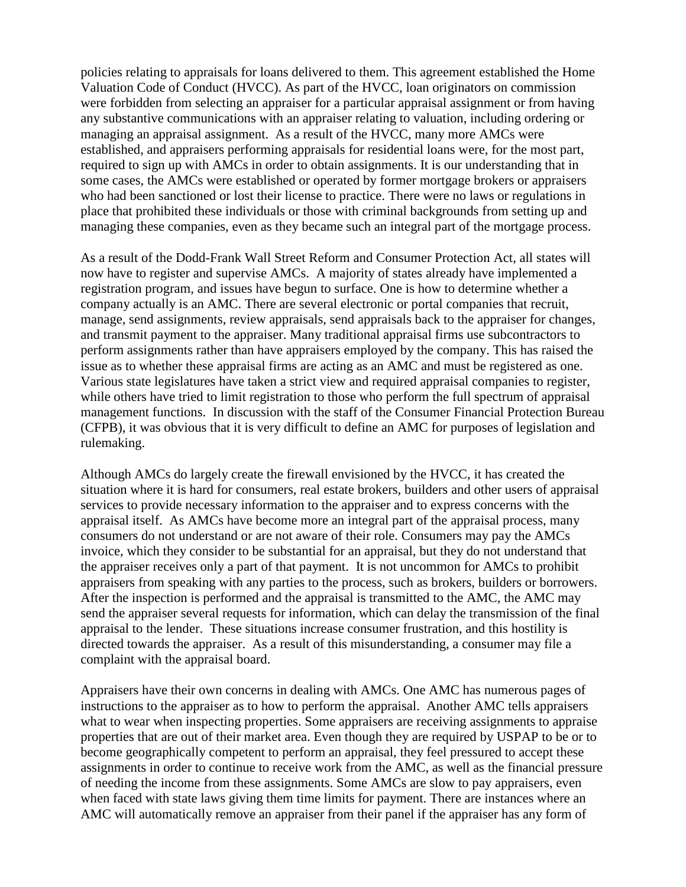policies relating to appraisals for loans delivered to them. This agreement established the Home Valuation Code of Conduct (HVCC). As part of the HVCC, loan originators on commission were forbidden from selecting an appraiser for a particular appraisal assignment or from having any substantive communications with an appraiser relating to valuation, including ordering or managing an appraisal assignment. As a result of the HVCC, many more AMCs were established, and appraisers performing appraisals for residential loans were, for the most part, required to sign up with AMCs in order to obtain assignments. It is our understanding that in some cases, the AMCs were established or operated by former mortgage brokers or appraisers who had been sanctioned or lost their license to practice. There were no laws or regulations in place that prohibited these individuals or those with criminal backgrounds from setting up and managing these companies, even as they became such an integral part of the mortgage process.

As a result of the Dodd-Frank Wall Street Reform and Consumer Protection Act, all states will now have to register and supervise AMCs. A majority of states already have implemented a registration program, and issues have begun to surface. One is how to determine whether a company actually is an AMC. There are several electronic or portal companies that recruit, manage, send assignments, review appraisals, send appraisals back to the appraiser for changes, and transmit payment to the appraiser. Many traditional appraisal firms use subcontractors to perform assignments rather than have appraisers employed by the company. This has raised the issue as to whether these appraisal firms are acting as an AMC and must be registered as one. Various state legislatures have taken a strict view and required appraisal companies to register, while others have tried to limit registration to those who perform the full spectrum of appraisal management functions. In discussion with the staff of the Consumer Financial Protection Bureau (CFPB), it was obvious that it is very difficult to define an AMC for purposes of legislation and rulemaking.

Although AMCs do largely create the firewall envisioned by the HVCC, it has created the situation where it is hard for consumers, real estate brokers, builders and other users of appraisal services to provide necessary information to the appraiser and to express concerns with the appraisal itself. As AMCs have become more an integral part of the appraisal process, many consumers do not understand or are not aware of their role. Consumers may pay the AMCs invoice, which they consider to be substantial for an appraisal, but they do not understand that the appraiser receives only a part of that payment. It is not uncommon for AMCs to prohibit appraisers from speaking with any parties to the process, such as brokers, builders or borrowers. After the inspection is performed and the appraisal is transmitted to the AMC, the AMC may send the appraiser several requests for information, which can delay the transmission of the final appraisal to the lender. These situations increase consumer frustration, and this hostility is directed towards the appraiser. As a result of this misunderstanding, a consumer may file a complaint with the appraisal board.

Appraisers have their own concerns in dealing with AMCs. One AMC has numerous pages of instructions to the appraiser as to how to perform the appraisal. Another AMC tells appraisers what to wear when inspecting properties. Some appraisers are receiving assignments to appraise properties that are out of their market area. Even though they are required by USPAP to be or to become geographically competent to perform an appraisal, they feel pressured to accept these assignments in order to continue to receive work from the AMC, as well as the financial pressure of needing the income from these assignments. Some AMCs are slow to pay appraisers, even when faced with state laws giving them time limits for payment. There are instances where an AMC will automatically remove an appraiser from their panel if the appraiser has any form of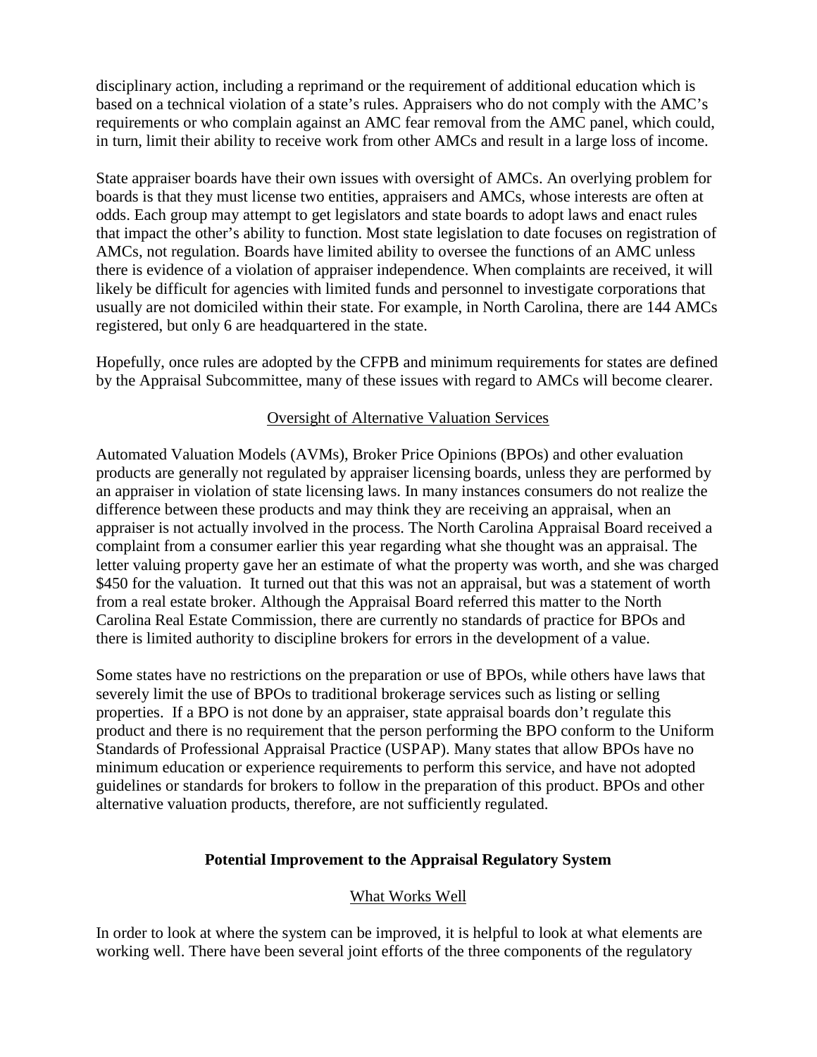disciplinary action, including a reprimand or the requirement of additional education which is based on a technical violation of a state's rules. Appraisers who do not comply with the AMC's requirements or who complain against an AMC fear removal from the AMC panel, which could, in turn, limit their ability to receive work from other AMCs and result in a large loss of income.

State appraiser boards have their own issues with oversight of AMCs. An overlying problem for boards is that they must license two entities, appraisers and AMCs, whose interests are often at odds. Each group may attempt to get legislators and state boards to adopt laws and enact rules that impact the other's ability to function. Most state legislation to date focuses on registration of AMCs, not regulation. Boards have limited ability to oversee the functions of an AMC unless there is evidence of a violation of appraiser independence. When complaints are received, it will likely be difficult for agencies with limited funds and personnel to investigate corporations that usually are not domiciled within their state. For example, in North Carolina, there are 144 AMCs registered, but only 6 are headquartered in the state.

Hopefully, once rules are adopted by the CFPB and minimum requirements for states are defined by the Appraisal Subcommittee, many of these issues with regard to AMCs will become clearer.

### Oversight of Alternative Valuation Services

Automated Valuation Models (AVMs), Broker Price Opinions (BPOs) and other evaluation products are generally not regulated by appraiser licensing boards, unless they are performed by an appraiser in violation of state licensing laws. In many instances consumers do not realize the difference between these products and may think they are receiving an appraisal, when an appraiser is not actually involved in the process. The North Carolina Appraisal Board received a complaint from a consumer earlier this year regarding what she thought was an appraisal. The letter valuing property gave her an estimate of what the property was worth, and she was charged $450 for the valuation. It turned out that this was not an appraisal, but was a statement of worth from a real estate broker. Although the Appraisal Board referred this matter to the North Carolina Real Estate Commission, there are currently no standards of practice for BPOs and there is limited authority to discipline brokers for errors in the development of a value.

Some states have no restrictions on the preparation or use of BPOs, while others have laws that severely limit the use of BPOs to traditional brokerage services such as listing or selling properties. If a BPO is not done by an appraiser, state appraisal boards don't regulate this product and there is no requirement that the person performing the BPO conform to the Uniform Standards of Professional Appraisal Practice (USPAP). Many states that allow BPOs have no minimum education or experience requirements to perform this service, and have not adopted guidelines or standards for brokers to follow in the preparation of this product. BPOs and other alternative valuation products, therefore, are not sufficiently regulated.

## Potential Improvement to the Appraisal Regulatory System

### What Works Well

In order to look at where the system can be improved, it is helpful to look at what elements are working well. There have been several joint efforts of the three components of the regulatory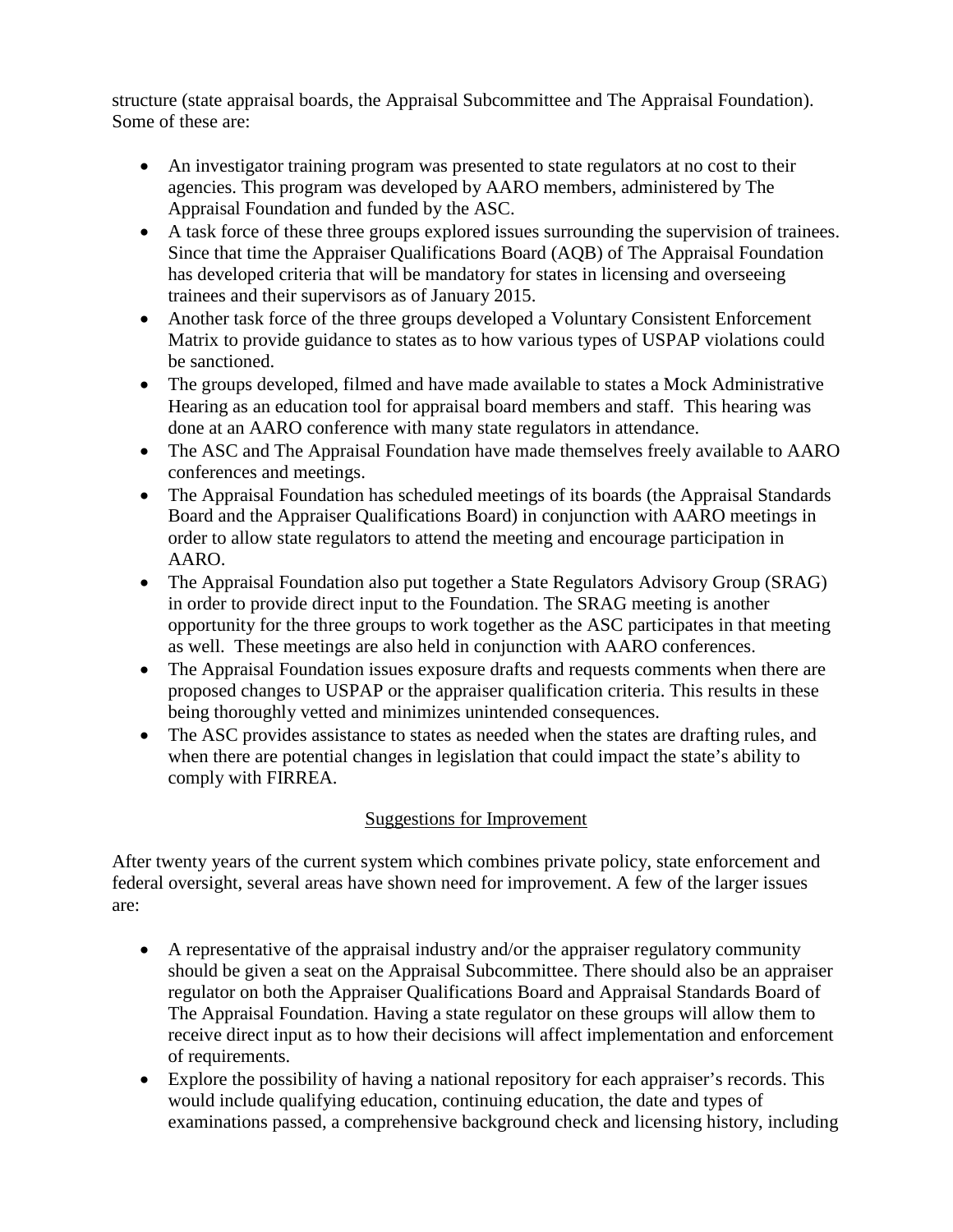structure (state appraisal boards, the Appraisal Subcommittee and The Appraisal Foundation). Some of these are:

- An investigator training program was presented to state regulators at no cost to their agencies. This program was developed by AARO members, administered by The Appraisal Foundation and funded by the ASC.
- A task force of these three groups explored issues surrounding the supervision of trainees. Since that time the Appraiser Qualifications Board (AQB) of The Appraisal Foundation has developed criteria that will be mandatory for states in licensing and overseeing trainees and their supervisors as of January 2015.
- Another task force of the three groups developed a Voluntary Consistent Enforcement Matrix to provide guidance to states as to how various types of USPAP violations could be sanctioned.
- The groups developed, filmed and have made available to states a Mock Administrative Hearing as an education tool for appraisal board members and staff. This hearing was done at an AARO conference with many state regulators in attendance.
- The ASC and The Appraisal Foundation have made themselves freely available to AARO conferences and meetings.
- The Appraisal Foundation has scheduled meetings of its boards (the Appraisal Standards Board and the Appraiser Qualifications Board) in conjunction with AARO meetings in order to allow state regulators to attend the meeting and encourage participation in AARO.
- The Appraisal Foundation also put together a State Regulators Advisory Group (SRAG) in order to provide direct input to the Foundation. The SRAG meeting is another opportunity for the three groups to work together as the ASC participates in that meeting as well. These meetings are also held in conjunction with AARO conferences.
- The Appraisal Foundation issues exposure drafts and requests comments when there are proposed changes to USPAP or the appraiser qualification criteria. This results in these being thoroughly vetted and minimizes unintended consequences.
- The ASC provides assistance to states as needed when the states are drafting rules, and when there are potential changes in legislation that could impact the state's ability to comply with FIRREA.

## Suggestions for Improvement

After twenty years of the current system which combines private policy, state enforcement and federal oversight, several areas have shown need for improvement. A few of the larger issues are:

- A representative of the appraisal industry and/or the appraiser regulatory community should be given a seat on the Appraisal Subcommittee. There should also be an appraiser regulator on both the Appraiser Qualifications Board and Appraisal Standards Board of The Appraisal Foundation. Having a state regulator on these groups will allow them to receive direct input as to how their decisions will affect implementation and enforcement of requirements.
- Explore the possibility of having a national repository for each appraiser's records. This would include qualifying education, continuing education, the date and types of examinations passed, a comprehensive background check and licensing history, including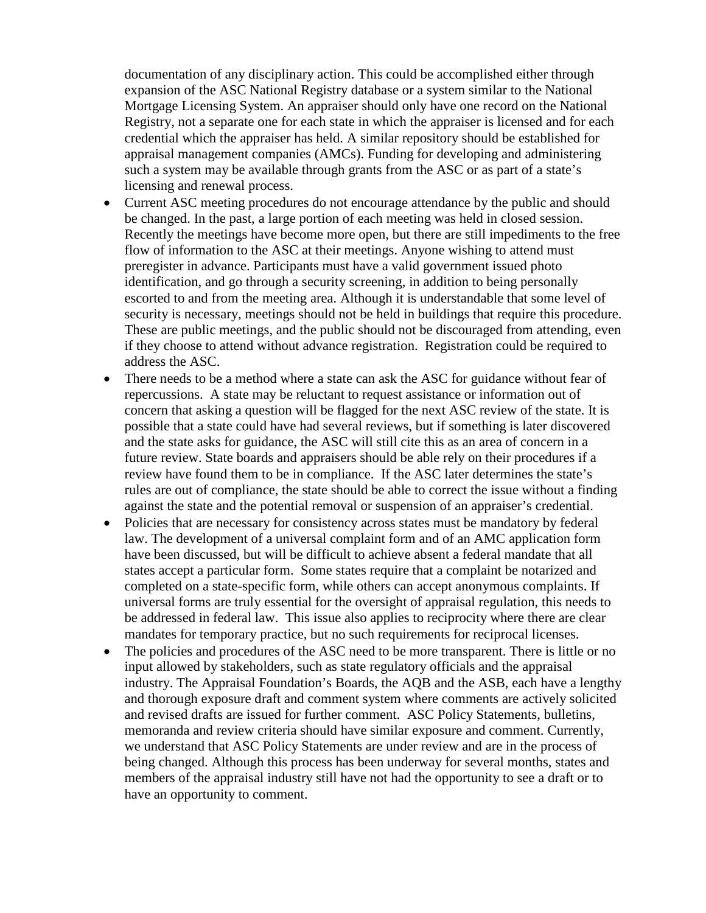documentation of any disciplinary action. This could be accomplished either through expansion of the ASC National Registry database or a system similar to the National Mortgage Licensing System. An appraiser should only have one record on the National Registry, not a separate one for each state in which the appraiser is licensed and for each credential which the appraiser has held. A similar repository should be established for appraisal management companies (AMCs). Funding for developing and administering such a system may be available through grants from the ASC or as part of a state's licensing and renewal process.

- Current ASC meeting procedures do not encourage attendance by the public and should be changed. In the past, a large portion of each meeting was held in closed session. Recently the meetings have become more open, but there are still impediments to the free flow of information to the ASC at their meetings. Anyone wishing to attend must preregister in advance. Participants must have a valid government issued photo identification, and go through a security screening, in addition to being personally escorted to and from the meeting area. Although it is understandable that some level of security is necessary, meetings should not be held in buildings that require this procedure. These are public meetings, and the public should not be discouraged from attending, even if they choose to attend without advance registration. Registration could be required to address the ASC.
- There needs to be a method where a state can ask the ASC for guidance without fear of repercussions. A state may be reluctant to request assistance or information out of concern that asking a question will be flagged for the next ASC review of the state. It is possible that a state could have had several reviews, but if something is later discovered and the state asks for guidance, the ASC will still cite this as an area of concern in a future review. State boards and appraisers should be able rely on their procedures if a review have found them to be in compliance. If the ASC later determines the state's rules are out of compliance, the state should be able to correct the issue without a finding against the state and the potential removal or suspension of an appraiser's credential.
- Policies that are necessary for consistency across states must be mandatory by federal law. The development of a universal complaint form and of an AMC application form have been discussed, but will be difficult to achieve absent a federal mandate that all states accept a particular form. Some states require that a complaint be notarized and completed on a state-specific form, while others can accept anonymous complaints. If universal forms are truly essential for the oversight of appraisal regulation, this needs to be addressed in federal law. This issue also applies to reciprocity where there are clear mandates for temporary practice, but no such requirements for reciprocal licenses.
- The policies and procedures of the ASC need to be more transparent. There is little or no input allowed by stakeholders, such as state regulatory officials and the appraisal industry. The Appraisal Foundation's Boards, the AQB and the ASB, each have a lengthy and thorough exposure draft and comment system where comments are actively solicited and revised drafts are issued for further comment. ASC Policy Statements, bulletins, memoranda and review criteria should have similar exposure and comment. Currently, we understand that ASC Policy Statements are under review and are in the process of being changed. Although this process has been underway for several months, states and members of the appraisal industry still have not had the opportunity to see a draft or to have an opportunity to comment.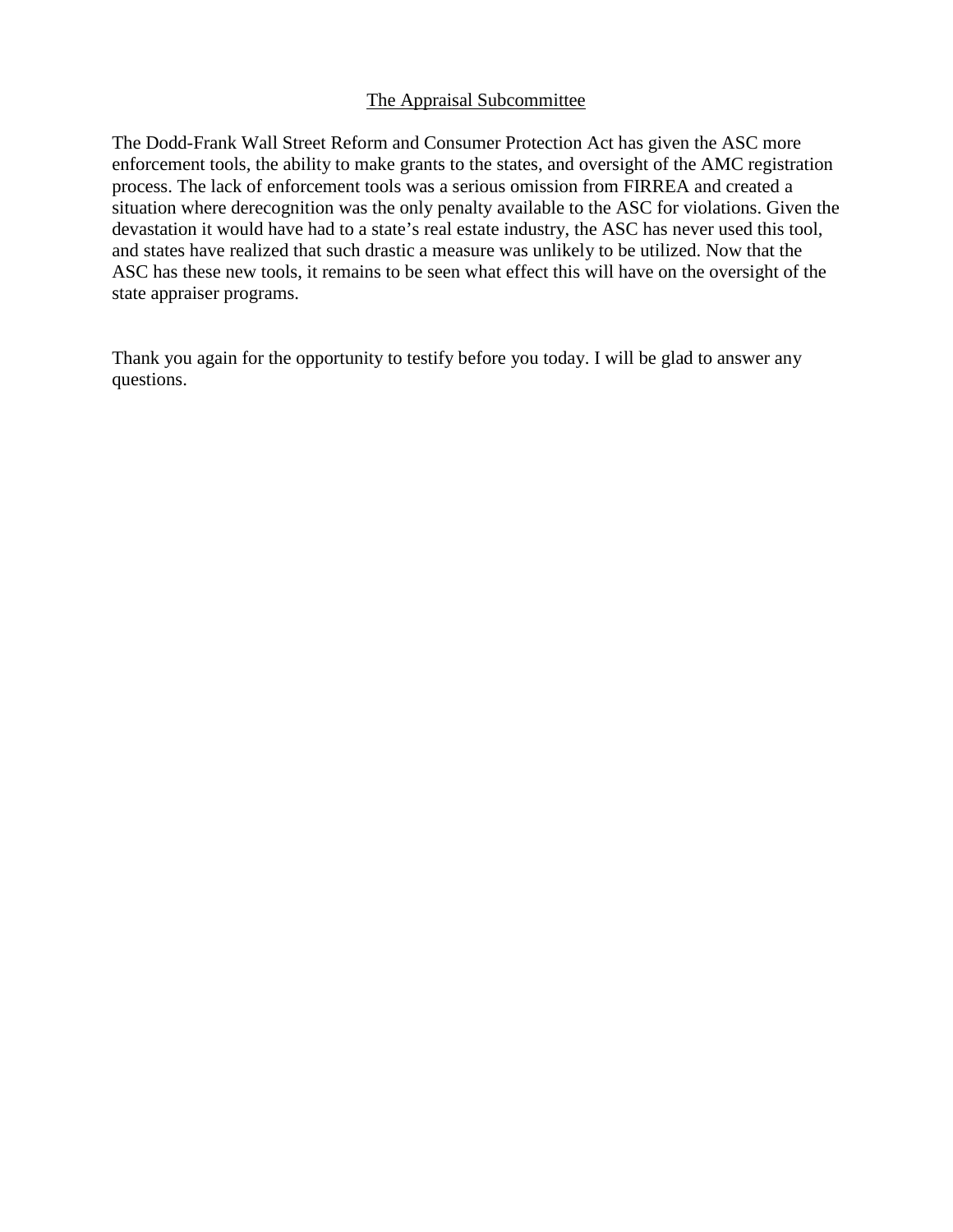## The Appraisal Subcommittee

The Dodd-Frank Wall Street Reform and Consumer Protection Act has given the ASC more enforcement tools, the ability to make grants to the states, and oversight of the AMC registration process. The lack of enforcement tools was a serious omission from FIRREA and created a situation where derecognition was the only penalty available to the ASC for violations. Given the devastation it would have had to a state's real estate industry, the ASC has never used this tool, and states have realized that such drastic a measure was unlikely to be utilized. Now that the ASC has these new tools, it remains to be seen what effect this will have on the oversight of the state appraiser programs.

Thank you again for the opportunity to testify before you today. I will be glad to answer any questions.